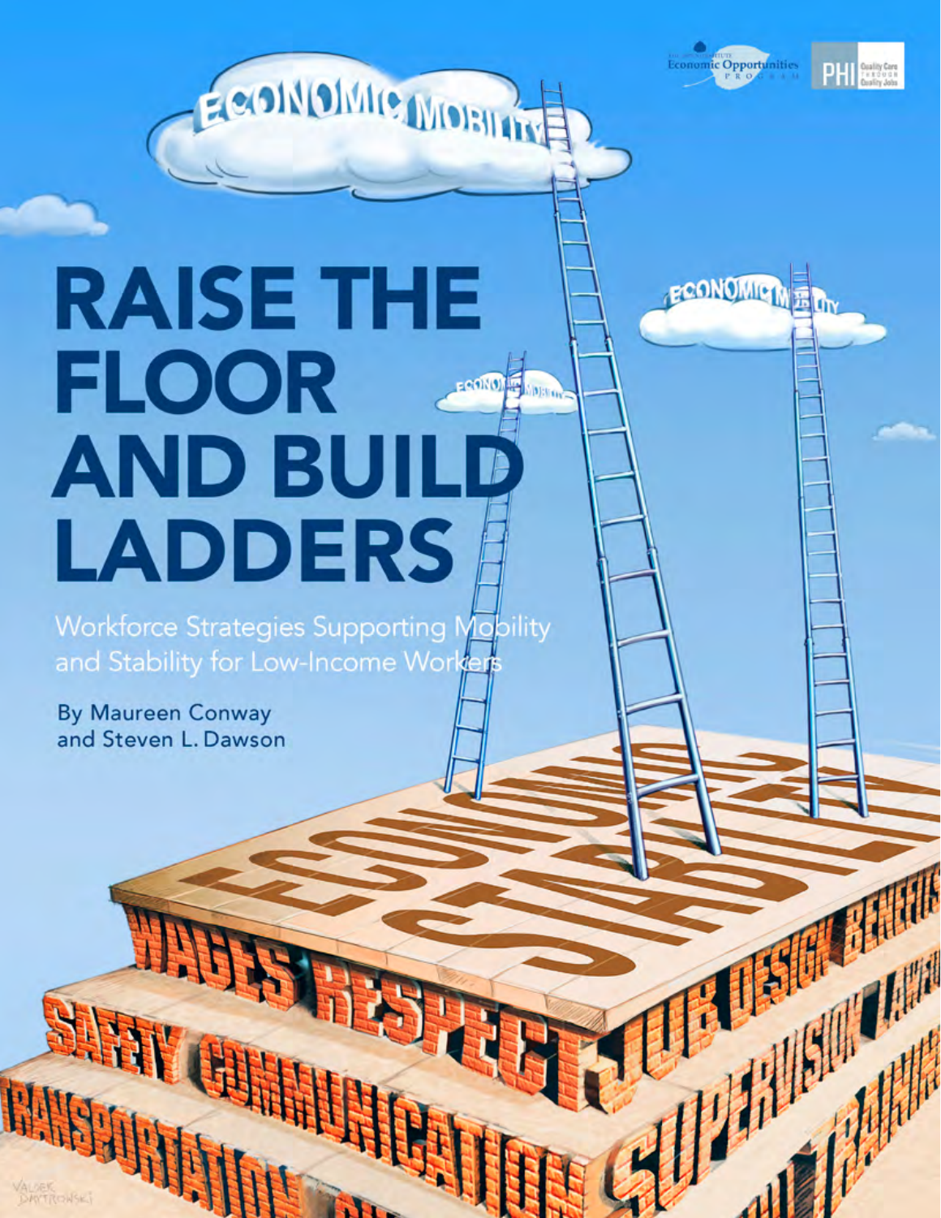# RAISE THE FLOOR AND BUILD LADDERS

Workforce Strategies Supporting Mobility and Stability for Low-Income Workers

By Maureen Conway and Steven L. Dawson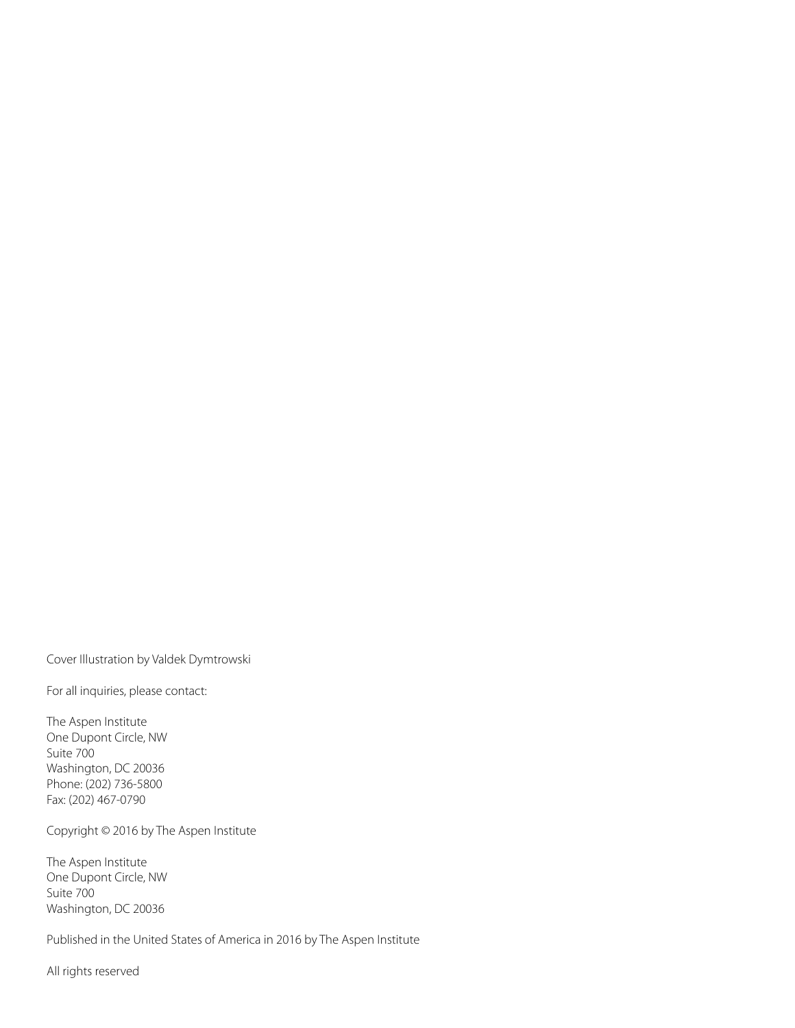Cover Illustration by Valdek Dymtrowski

For all inquiries, please contact:

The Aspen Institute  
One Dupont Circle, NW  
Suite 700  
Washington, DC 20036  
Phone: (202) 736-5800  
Fax: (202) 467-0790

Copyright © 2016 by The Aspen Institute

The Aspen Institute  
One Dupont Circle, NW  
Suite 700  
Washington, DC 20036

Published in the United States of America in 2016 by The Aspen Institute

All rights reserved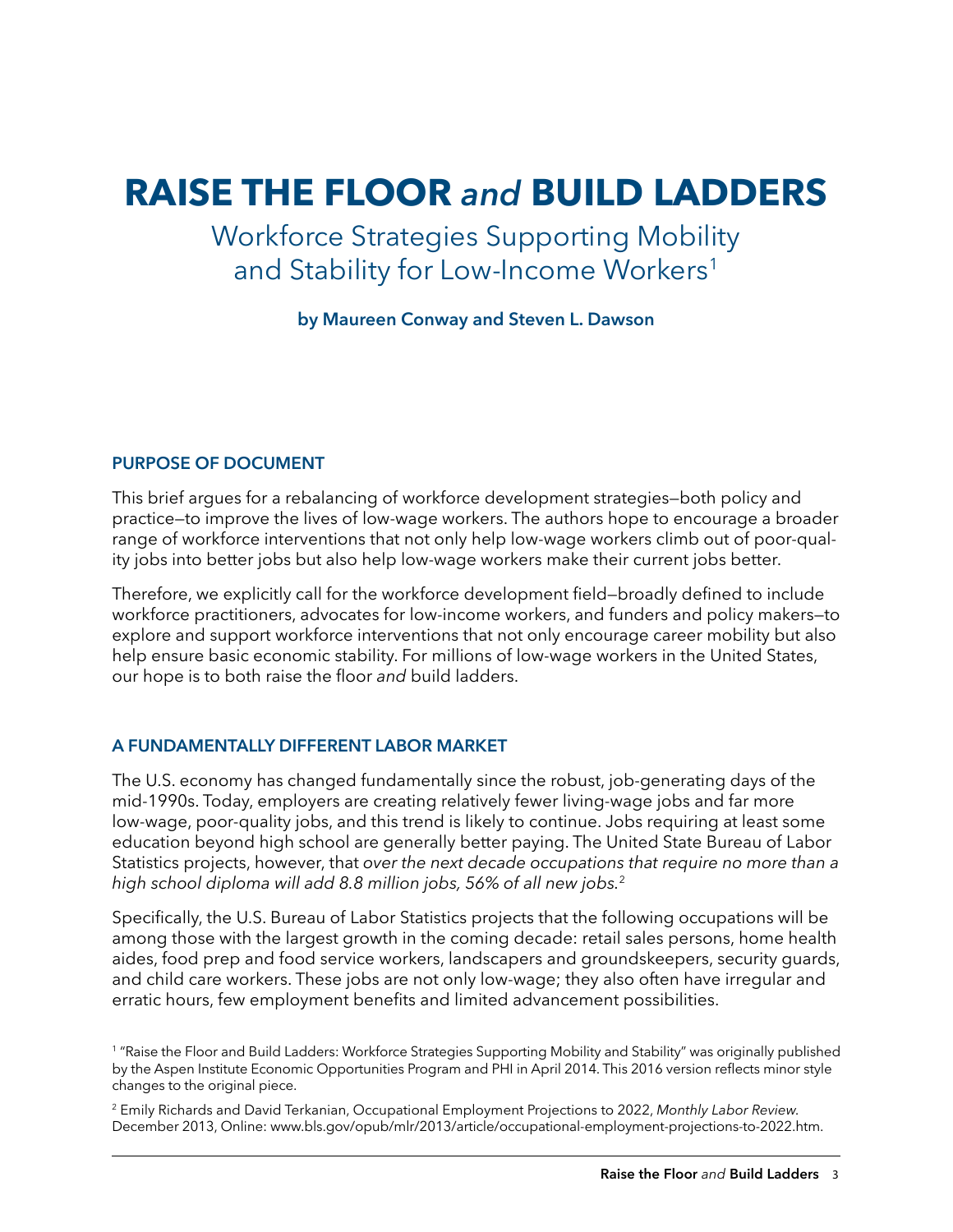# RAISE THE FLOOR *and* BUILD LADDERS

## Workforce Strategies Supporting Mobility and Stability for Low-Income Workers[1]

**by Maureen Conway and Steven L. Dawson**

### PURPOSE OF DOCUMENT

This brief argues for a rebalancing of workforce development strategies—both policy and practice—to improve the lives of low-wage workers. The authors hope to encourage a broader range of workforce interventions that not only help low-wage workers climb out of poor-quality jobs into better jobs but also help low-wage workers make their current jobs better.

Therefore, we explicitly call for the workforce development field—broadly defined to include workforce practitioners, advocates for low-income workers, and funders and policy makers—to explore and support workforce interventions that not only encourage career mobility but also help ensure basic economic stability. For millions of low-wage workers in the United States, our hope is to both raise the floor *and* build ladders.

### A FUNDAMENTALLY DIFFERENT LABOR MARKET

The U.S. economy has changed fundamentally since the robust, job-generating days of the mid-1990s. Today, employers are creating relatively fewer living-wage jobs and far more low-wage, poor-quality jobs, and this trend is likely to continue. Jobs requiring at least some education beyond high school are generally better paying. The United State Bureau of Labor Statistics projects, however, that *over the next decade occupations that require no more than a high school diploma will add 8.8 million jobs, 56% of all new jobs.*[2]

Specifically, the U.S. Bureau of Labor Statistics projects that the following occupations will be among those with the largest growth in the coming decade: retail sales persons, home health aides, food prep and food service workers, landscapers and groundskeepers, security guards, and child care workers. These jobs are not only low-wage; they also often have irregular and erratic hours, few employment benefits and limited advancement possibilities.

[1] "Raise the Floor and Build Ladders: Workforce Strategies Supporting Mobility and Stability" was originally published by the Aspen Institute Economic Opportunities Program and PHI in April 2014. This 2016 version reflects minor style changes to the original piece.

[2] Emily Richards and David Terkanian, Occupational Employment Projections to 2022, *Monthly Labor Review.* December 2013, Online: www.bls.gov/opub/mlr/2013/article/occupational-employment-projections-to-2022.htm.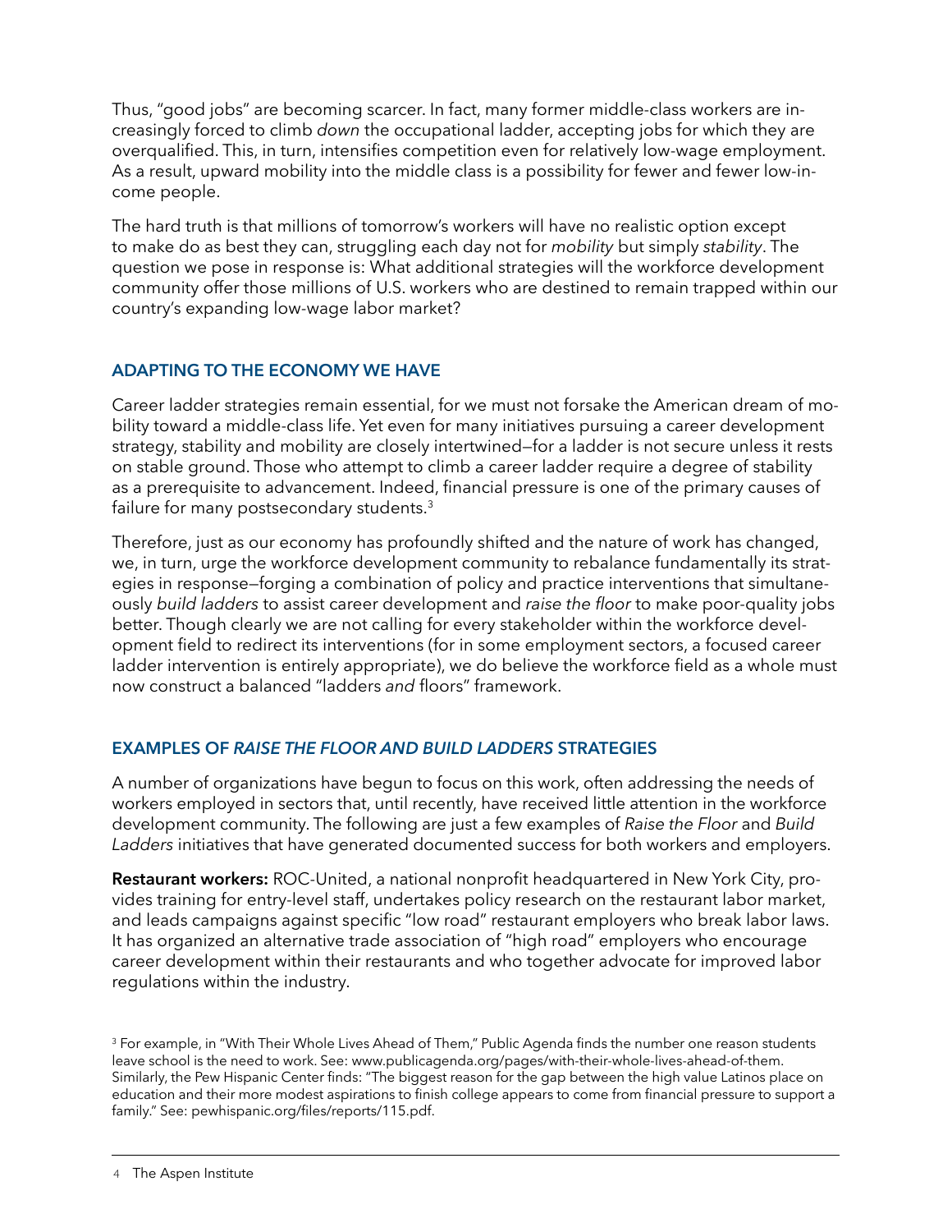Thus, "good jobs" are becoming scarcer. In fact, many former middle-class workers are increasingly forced to climb *down* the occupational ladder, accepting jobs for which they are overqualified. This, in turn, intensifies competition even for relatively low-wage employment. As a result, upward mobility into the middle class is a possibility for fewer and fewer low-income people.

The hard truth is that millions of tomorrow's workers will have no realistic option except to make do as best they can, struggling each day not for *mobility* but simply *stability*. The question we pose in response is: What additional strategies will the workforce development community offer those millions of U.S. workers who are destined to remain trapped within our country's expanding low-wage labor market?

## ADAPTING TO THE ECONOMY WE HAVE

Career ladder strategies remain essential, for we must not forsake the American dream of mobility toward a middle-class life. Yet even for many initiatives pursuing a career development strategy, stability and mobility are closely intertwined—for a ladder is not secure unless it rests on stable ground. Those who attempt to climb a career ladder require a degree of stability as a prerequisite to advancement. Indeed, financial pressure is one of the primary causes of failure for many postsecondary students.[3]

Therefore, just as our economy has profoundly shifted and the nature of work has changed, we, in turn, urge the workforce development community to rebalance fundamentally its strategies in response—forging a combination of policy and practice interventions that simultaneously *build ladders* to assist career development and *raise the floor* to make poor-quality jobs better. Though clearly we are not calling for every stakeholder within the workforce development field to redirect its interventions (for in some employment sectors, a focused career ladder intervention is entirely appropriate), we do believe the workforce field as a whole must now construct a balanced "ladders *and* floors" framework.

## EXAMPLES OF *RAISE THE FLOOR AND BUILD LADDERS* STRATEGIES

A number of organizations have begun to focus on this work, often addressing the needs of workers employed in sectors that, until recently, have received little attention in the workforce development community. The following are just a few examples of *Raise the Floor* and *Build Ladders* initiatives that have generated documented success for both workers and employers.

**Restaurant workers:** ROC-United, a national nonprofit headquartered in New York City, provides training for entry-level staff, undertakes policy research on the restaurant labor market, and leads campaigns against specific "low road" restaurant employers who break labor laws. It has organized an alternative trade association of "high road" employers who encourage career development within their restaurants and who together advocate for improved labor regulations within the industry.

[3] For example, in "With Their Whole Lives Ahead of Them," Public Agenda finds the number one reason students leave school is the need to work. See: www.publicagenda.org/pages/with-their-whole-lives-ahead-of-them. Similarly, the Pew Hispanic Center finds: "The biggest reason for the gap between the high value Latinos place on education and their more modest aspirations to finish college appears to come from financial pressure to support a family." See: pewhispanic.org/files/reports/115.pdf.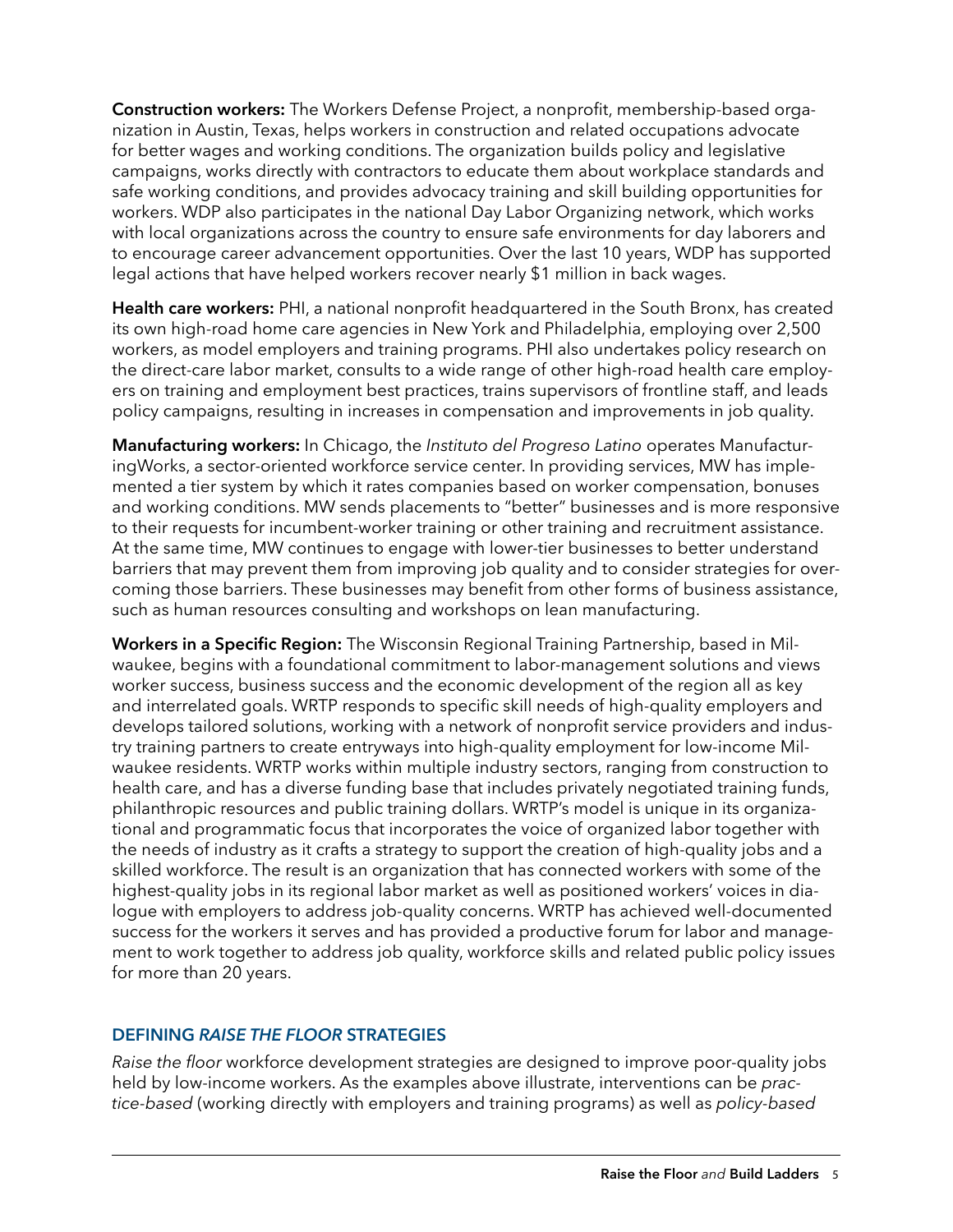**Construction workers:** The Workers Defense Project, a nonprofit, membership-based organization in Austin, Texas, helps workers in construction and related occupations advocate for better wages and working conditions. The organization builds policy and legislative campaigns, works directly with contractors to educate them about workplace standards and safe working conditions, and provides advocacy training and skill building opportunities for workers. WDP also participates in the national Day Labor Organizing network, which works with local organizations across the country to ensure safe environments for day laborers and to encourage career advancement opportunities. Over the last 10 years, WDP has supported legal actions that have helped workers recover nearly $1 million in back wages.

**Health care workers:** PHI, a national nonprofit headquartered in the South Bronx, has created its own high-road home care agencies in New York and Philadelphia, employing over 2,500 workers, as model employers and training programs. PHI also undertakes policy research on the direct-care labor market, consults to a wide range of other high-road health care employers on training and employment best practices, trains supervisors of frontline staff, and leads policy campaigns, resulting in increases in compensation and improvements in job quality.

**Manufacturing workers:** In Chicago, the *Instituto del Progreso Latino* operates ManufacturingWorks, a sector-oriented workforce service center. In providing services, MW has implemented a tier system by which it rates companies based on worker compensation, bonuses and working conditions. MW sends placements to "better" businesses and is more responsive to their requests for incumbent-worker training or other training and recruitment assistance. At the same time, MW continues to engage with lower-tier businesses to better understand barriers that may prevent them from improving job quality and to consider strategies for overcoming those barriers. These businesses may benefit from other forms of business assistance, such as human resources consulting and workshops on lean manufacturing.

**Workers in a Specific Region:** The Wisconsin Regional Training Partnership, based in Milwaukee, begins with a foundational commitment to labor-management solutions and views worker success, business success and the economic development of the region all as key and interrelated goals. WRTP responds to specific skill needs of high-quality employers and develops tailored solutions, working with a network of nonprofit service providers and industry training partners to create entryways into high-quality employment for low-income Milwaukee residents. WRTP works within multiple industry sectors, ranging from construction to health care, and has a diverse funding base that includes privately negotiated training funds, philanthropic resources and public training dollars. WRTP's model is unique in its organizational and programmatic focus that incorporates the voice of organized labor together with the needs of industry as it crafts a strategy to support the creation of high-quality jobs and a skilled workforce. The result is an organization that has connected workers with some of the highest-quality jobs in its regional labor market as well as positioned workers' voices in dialogue with employers to address job-quality concerns. WRTP has achieved well-documented success for the workers it serves and has provided a productive forum for labor and management to work together to address job quality, workforce skills and related public policy issues for more than 20 years.

## DEFINING *RAISE THE FLOOR* STRATEGIES

*Raise the floor* workforce development strategies are designed to improve poor-quality jobs held by low-income workers. As the examples above illustrate, interventions can be *practice-based* (working directly with employers and training programs) as well as *policy-based*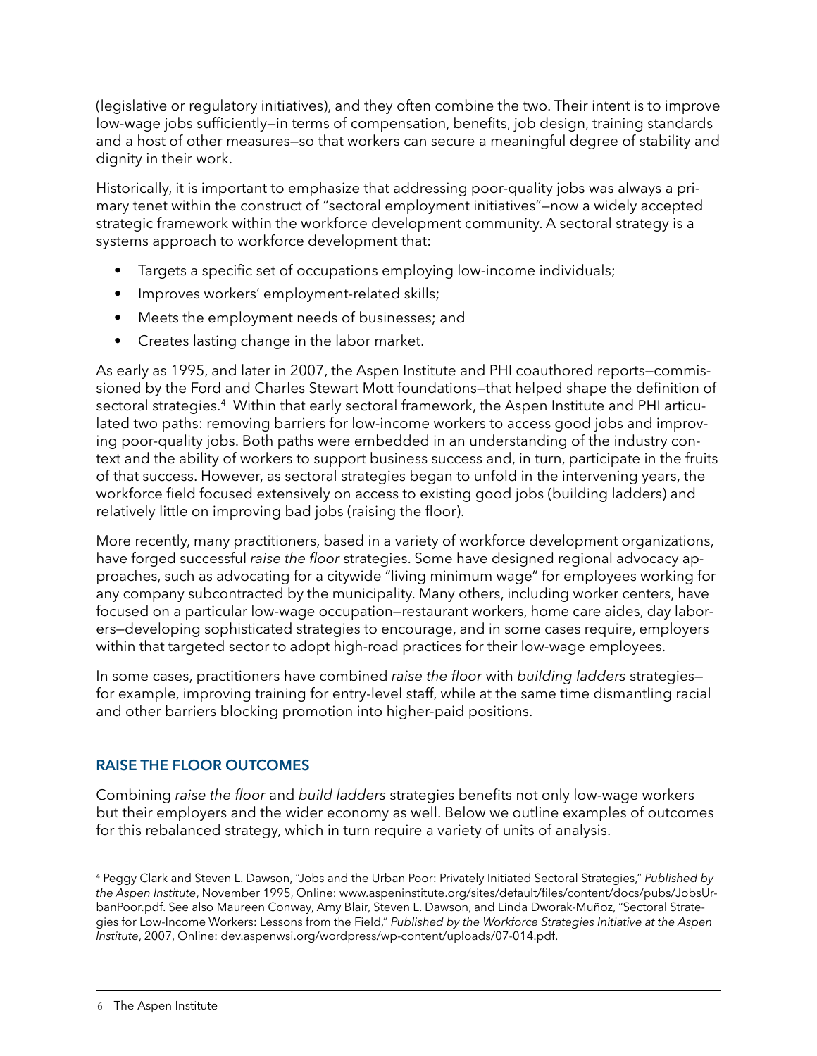(legislative or regulatory initiatives), and they often combine the two. Their intent is to improve low-wage jobs sufficiently—in terms of compensation, benefits, job design, training standards and a host of other measures—so that workers can secure a meaningful degree of stability and dignity in their work.

Historically, it is important to emphasize that addressing poor-quality jobs was always a primary tenet within the construct of "sectoral employment initiatives"—now a widely accepted strategic framework within the workforce development community. A sectoral strategy is a systems approach to workforce development that:

- Targets a specific set of occupations employing low-income individuals;
- Improves workers' employment-related skills;
- Meets the employment needs of businesses; and
- Creates lasting change in the labor market.

As early as 1995, and later in 2007, the Aspen Institute and PHI coauthored reports—commissioned by the Ford and Charles Stewart Mott foundations—that helped shape the definition of sectoral strategies.[4] Within that early sectoral framework, the Aspen Institute and PHI articulated two paths: removing barriers for low-income workers to access good jobs and improving poor-quality jobs. Both paths were embedded in an understanding of the industry context and the ability of workers to support business success and, in turn, participate in the fruits of that success. However, as sectoral strategies began to unfold in the intervening years, the workforce field focused extensively on access to existing good jobs (building ladders) and relatively little on improving bad jobs (raising the floor).

More recently, many practitioners, based in a variety of workforce development organizations, have forged successful *raise the floor* strategies. Some have designed regional advocacy approaches, such as advocating for a citywide "living minimum wage" for employees working for any company subcontracted by the municipality. Many others, including worker centers, have focused on a particular low-wage occupation—restaurant workers, home care aides, day laborers—developing sophisticated strategies to encourage, and in some cases require, employers within that targeted sector to adopt high-road practices for their low-wage employees.

In some cases, practitioners have combined *raise the floor* with *building ladders* strategies—for example, improving training for entry-level staff, while at the same time dismantling racial and other barriers blocking promotion into higher-paid positions.

### RAISE THE FLOOR OUTCOMES

Combining *raise the floor* and *build ladders* strategies benefits not only low-wage workers but their employers and the wider economy as well. Below we outline examples of outcomes for this rebalanced strategy, which in turn require a variety of units of analysis.

[4] Peggy Clark and Steven L. Dawson, "Jobs and the Urban Poor: Privately Initiated Sectoral Strategies," *Published by the Aspen Institute*, November 1995, Online: www.aspeninstitute.org/sites/default/files/content/docs/pubs/JobsUrbanPoor.pdf. See also Maureen Conway, Amy Blair, Steven L. Dawson, and Linda Dworak-Muñoz, "Sectoral Strategies for Low-Income Workers: Lessons from the Field," *Published by the Workforce Strategies Initiative at the Aspen Institute*, 2007, Online: dev.aspenwsi.org/wordpress/wp-content/uploads/07-014.pdf.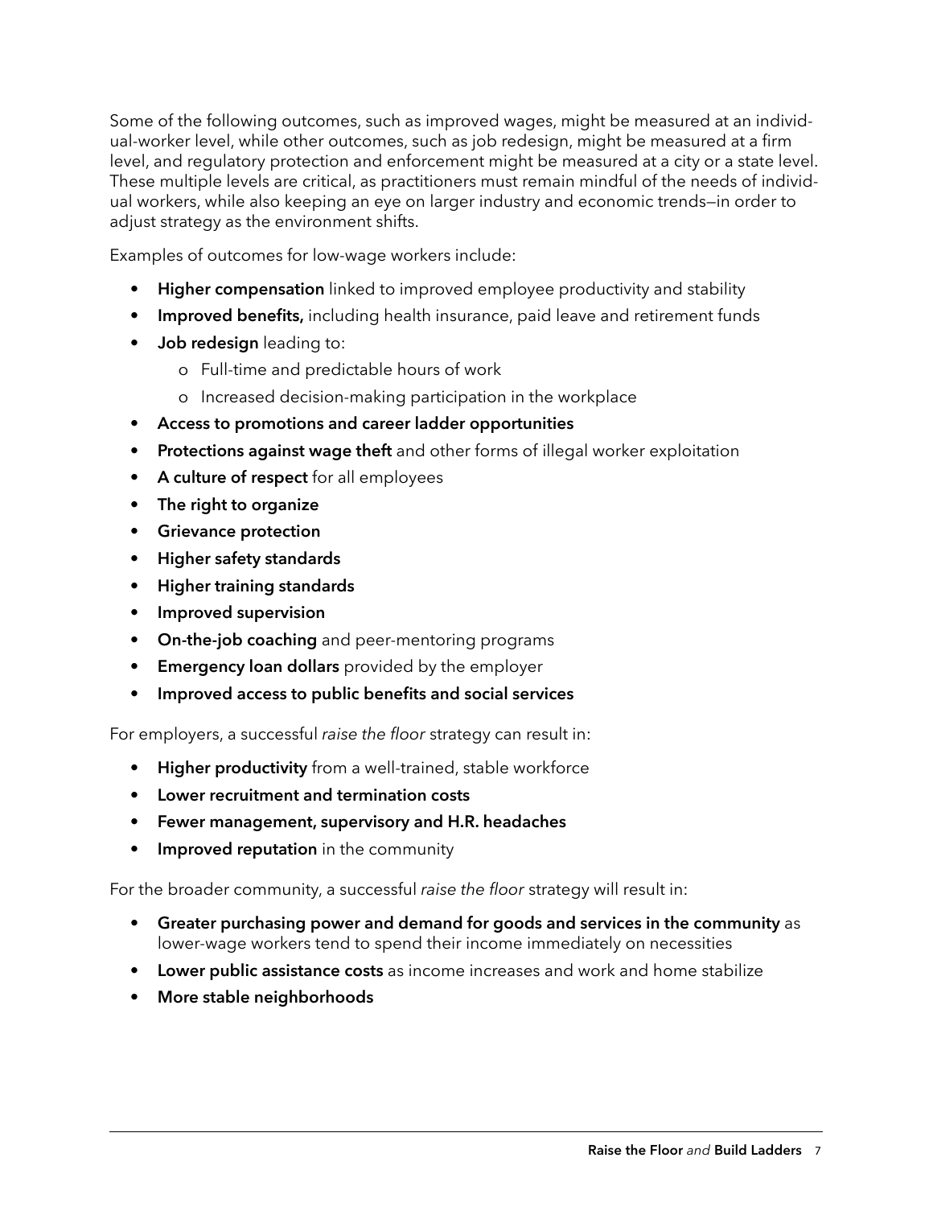Some of the following outcomes, such as improved wages, might be measured at an individual-worker level, while other outcomes, such as job redesign, might be measured at a firm level, and regulatory protection and enforcement might be measured at a city or a state level. These multiple levels are critical, as practitioners must remain mindful of the needs of individual workers, while also keeping an eye on larger industry and economic trends—in order to adjust strategy as the environment shifts.

Examples of outcomes for low-wage workers include:

- **Higher compensation** linked to improved employee productivity and stability
- **Improved benefits,** including health insurance, paid leave and retirement funds
- **Job redesign** leading to:
  - Full-time and predictable hours of work
  - Increased decision-making participation in the workplace
- **Access to promotions and career ladder opportunities**
- **Protections against wage theft** and other forms of illegal worker exploitation
- **A culture of respect** for all employees
- **The right to organize**
- **Grievance protection**
- **Higher safety standards**
- **Higher training standards**
- **Improved supervision**
- **On-the-job coaching** and peer-mentoring programs
- **Emergency loan dollars** provided by the employer
- **Improved access to public benefits and social services**

For employers, a successful *raise the floor* strategy can result in:

- **Higher productivity** from a well-trained, stable workforce
- **Lower recruitment and termination costs**
- **Fewer management, supervisory and H.R. headaches**
- **Improved reputation** in the community

For the broader community, a successful *raise the floor* strategy will result in:

- **Greater purchasing power and demand for goods and services in the community** as lower-wage workers tend to spend their income immediately on necessities
- **Lower public assistance costs** as income increases and work and home stabilize
- **More stable neighborhoods**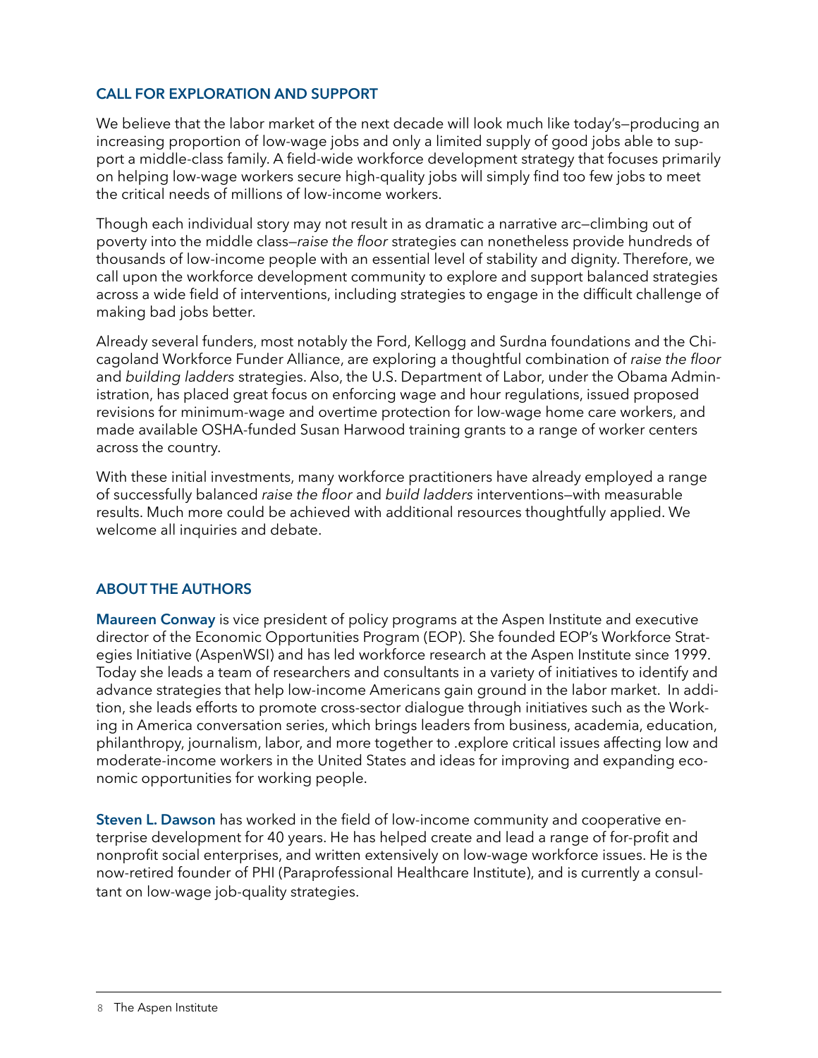## CALL FOR EXPLORATION AND SUPPORT

We believe that the labor market of the next decade will look much like today's—producing an increasing proportion of low-wage jobs and only a limited supply of good jobs able to support a middle-class family. A field-wide workforce development strategy that focuses primarily on helping low-wage workers secure high-quality jobs will simply find too few jobs to meet the critical needs of millions of low-income workers.

Though each individual story may not result in as dramatic a narrative arc—climbing out of poverty into the middle class—*raise the floor* strategies can nonetheless provide hundreds of thousands of low-income people with an essential level of stability and dignity. Therefore, we call upon the workforce development community to explore and support balanced strategies across a wide field of interventions, including strategies to engage in the difficult challenge of making bad jobs better.

Already several funders, most notably the Ford, Kellogg and Surdna foundations and the Chicagoland Workforce Funder Alliance, are exploring a thoughtful combination of *raise the floor* and *building ladders* strategies. Also, the U.S. Department of Labor, under the Obama Administration, has placed great focus on enforcing wage and hour regulations, issued proposed revisions for minimum-wage and overtime protection for low-wage home care workers, and made available OSHA-funded Susan Harwood training grants to a range of worker centers across the country.

With these initial investments, many workforce practitioners have already employed a range of successfully balanced *raise the floor* and *build ladders* interventions—with measurable results. Much more could be achieved with additional resources thoughtfully applied. We welcome all inquiries and debate.

## ABOUT THE AUTHORS

**Maureen Conway** is vice president of policy programs at the Aspen Institute and executive director of the Economic Opportunities Program (EOP). She founded EOP's Workforce Strategies Initiative (AspenWSI) and has led workforce research at the Aspen Institute since 1999. Today she leads a team of researchers and consultants in a variety of initiatives to identify and advance strategies that help low-income Americans gain ground in the labor market. In addition, she leads efforts to promote cross-sector dialogue through initiatives such as the Working in America conversation series, which brings leaders from business, academia, education, philanthropy, journalism, labor, and more together to .explore critical issues affecting low and moderate-income workers in the United States and ideas for improving and expanding economic opportunities for working people.

**Steven L. Dawson** has worked in the field of low-income community and cooperative enterprise development for 40 years. He has helped create and lead a range of for-profit and nonprofit social enterprises, and written extensively on low-wage workforce issues. He is the now-retired founder of PHI (Paraprofessional Healthcare Institute), and is currently a consultant on low-wage job-quality strategies.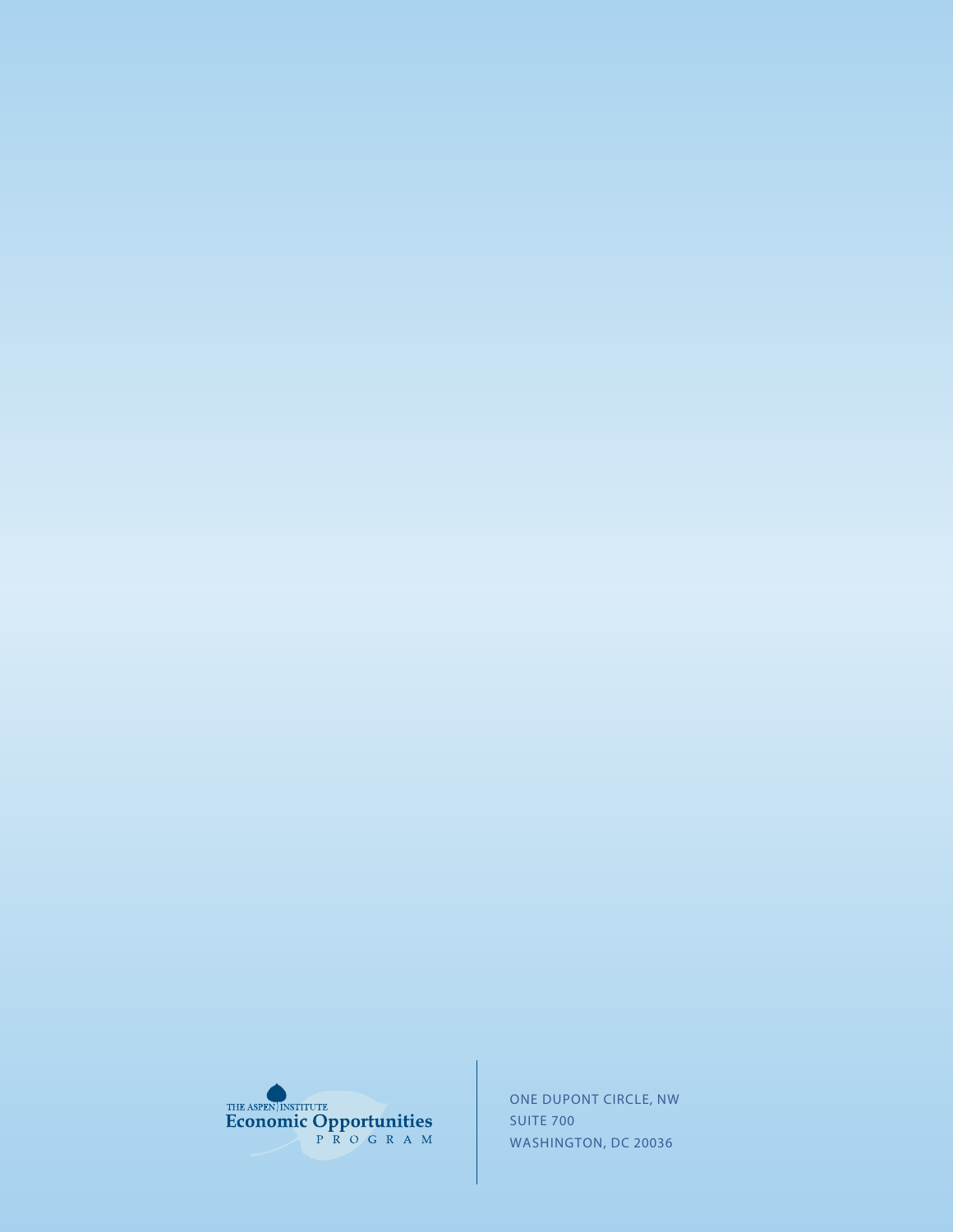THE ASPEN INSTITUTE
Economic Opportunities
PROGRAM

ONE DUPONT CIRCLE, NW
SUITE 700
WASHINGTON, DC 20036